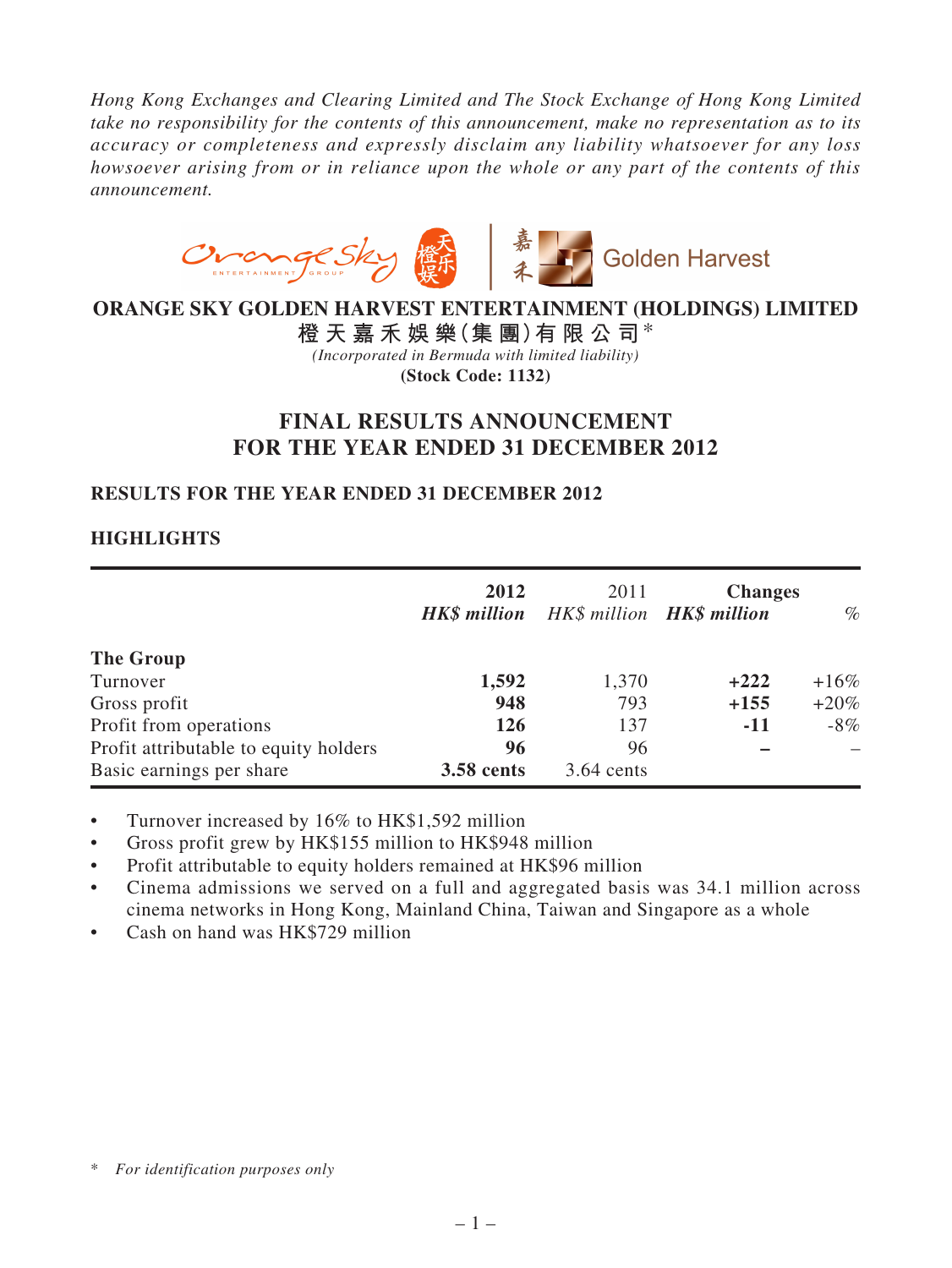*Hong Kong Exchanges and Clearing Limited and The Stock Exchange of Hong Kong Limited take no responsibility for the contents of this announcement, make no representation as to its accuracy or completeness and expressly disclaim any liability whatsoever for any loss howsoever arising from or in reliance upon the whole or any part of the contents of this announcement.*

# ORANGE SKY GOLDEN HARVEST ENTERTAINMENT (HOLDINGS) LIMITED

**橙天嘉禾娛樂(集團)有限公司\***

*(Incorporated in Bermuda with limited liability)*

**(Stock Code: 1132)**

# FINAL RESULTS ANNOUNCEMENT FOR THE YEAR ENDED 31 DECEMBER 2012

## RESULTS FOR THE YEAR ENDED 31 DECEMBER 2012

## HIGHLIGHTS

| | **2012** *HK$ million* | 2011 *HK$ million* | **Changes** *HK$ million* | % |
|---|---|---|---|---|
| **The Group** | | | | |
| Turnover | **1,592** | 1,370 | **+222** | +16% |
| Gross profit | **948** | 793 | **+155** | +20% |
| Profit from operations | **126** | 137 | **-11** | -8% |
| Profit attributable to equity holders | **96** | 96 | **–** | – |
| Basic earnings per share | **3.58 cents** | 3.64 cents | | |

- Turnover increased by 16% to HK$1,592 million
- Gross profit grew by HK$155 million to HK$948 million
- Profit attributable to equity holders remained at HK$96 million
- Cinema admissions we served on a full and aggregated basis was 34.1 million across cinema networks in Hong Kong, Mainland China, Taiwan and Singapore as a whole
- Cash on hand was HK$729 million

\* *For identification purposes only*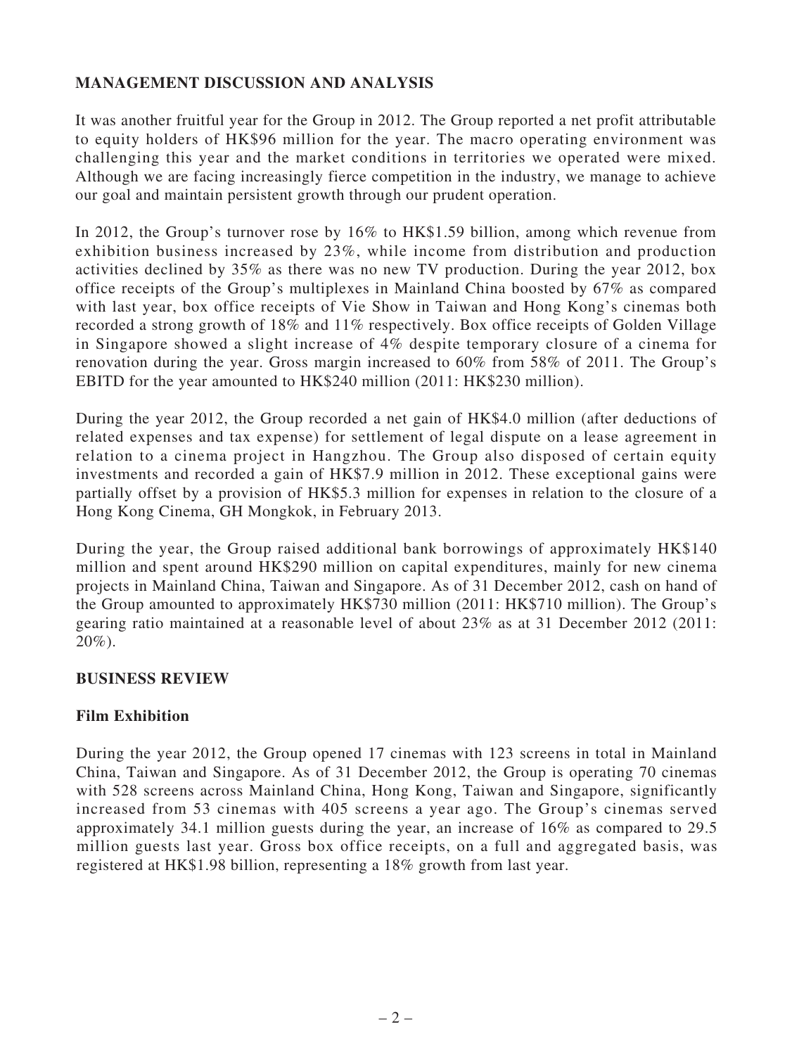## MANAGEMENT DISCUSSION AND ANALYSIS

It was another fruitful year for the Group in 2012. The Group reported a net profit attributable to equity holders of HK$96 million for the year. The macro operating environment was challenging this year and the market conditions in territories we operated were mixed. Although we are facing increasingly fierce competition in the industry, we manage to achieve our goal and maintain persistent growth through our prudent operation.

In 2012, the Group's turnover rose by 16% to HK$1.59 billion, among which revenue from exhibition business increased by 23%, while income from distribution and production activities declined by 35% as there was no new TV production. During the year 2012, box office receipts of the Group's multiplexes in Mainland China boosted by 67% as compared with last year, box office receipts of Vie Show in Taiwan and Hong Kong's cinemas both recorded a strong growth of 18% and 11% respectively. Box office receipts of Golden Village in Singapore showed a slight increase of 4% despite temporary closure of a cinema for renovation during the year. Gross margin increased to 60% from 58% of 2011. The Group's EBITD for the year amounted to HK$240 million (2011: HK$230 million).

During the year 2012, the Group recorded a net gain of HK$4.0 million (after deductions of related expenses and tax expense) for settlement of legal dispute on a lease agreement in relation to a cinema project in Hangzhou. The Group also disposed of certain equity investments and recorded a gain of HK$7.9 million in 2012. These exceptional gains were partially offset by a provision of HK$5.3 million for expenses in relation to the closure of a Hong Kong Cinema, GH Mongkok, in February 2013.

During the year, the Group raised additional bank borrowings of approximately HK$140 million and spent around HK$290 million on capital expenditures, mainly for new cinema projects in Mainland China, Taiwan and Singapore. As of 31 December 2012, cash on hand of the Group amounted to approximately HK$730 million (2011: HK$710 million). The Group's gearing ratio maintained at a reasonable level of about 23% as at 31 December 2012 (2011: 20%).

## BUSINESS REVIEW

### Film Exhibition

During the year 2012, the Group opened 17 cinemas with 123 screens in total in Mainland China, Taiwan and Singapore. As of 31 December 2012, the Group is operating 70 cinemas with 528 screens across Mainland China, Hong Kong, Taiwan and Singapore, significantly increased from 53 cinemas with 405 screens a year ago. The Group's cinemas served approximately 34.1 million guests during the year, an increase of 16% as compared to 29.5 million guests last year. Gross box office receipts, on a full and aggregated basis, was registered at HK$1.98 billion, representing a 18% growth from last year.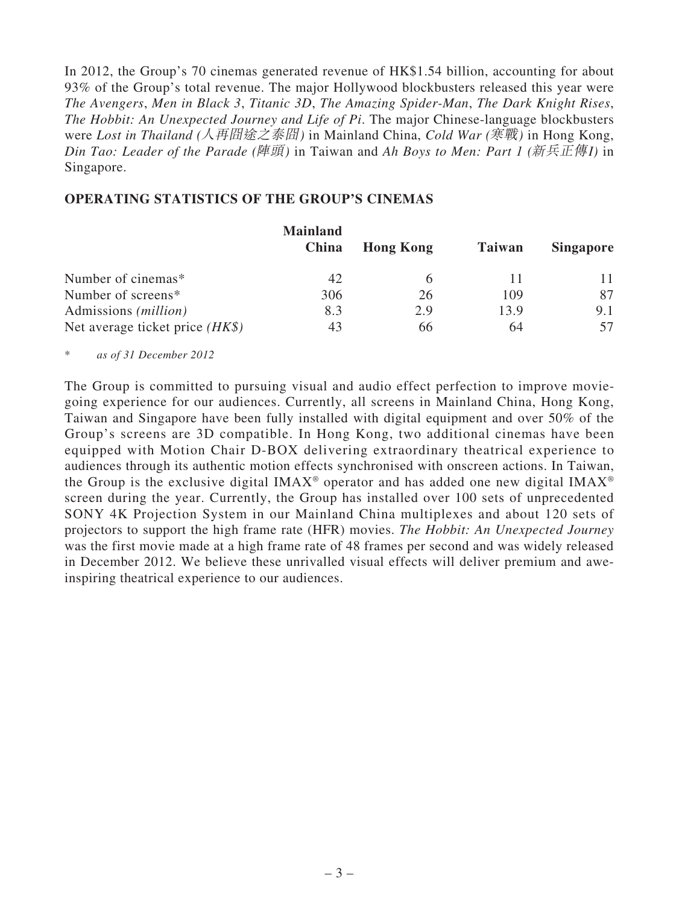In 2012, the Group's 70 cinemas generated revenue of HK$1.54 billion, accounting for about 93% of the Group's total revenue. The major Hollywood blockbusters released this year were *The Avengers*, *Men in Black 3*, *Titanic 3D*, *The Amazing Spider-Man*, *The Dark Knight Rises*, *The Hobbit: An Unexpected Journey and Life of Pi*. The major Chinese-language blockbusters were *Lost in Thailand (人再囧途之泰囧)* in Mainland China, *Cold War (寒戰)* in Hong Kong, *Din Tao: Leader of the Parade (陣頭)* in Taiwan and *Ah Boys to Men: Part 1 (新兵正傳I)* in Singapore.

## OPERATING STATISTICS OF THE GROUP'S CINEMAS

| | Mainland China | Hong Kong | Taiwan | Singapore |
|---|---|---|---|---|
| Number of cinemas* | 42 | 6 | 11 | 11 |
| Number of screens* | 306 | 26 | 109 | 87 |
| Admissions *(million)* | 8.3 | 2.9 | 13.9 | 9.1 |
| Net average ticket price *(HK$)* | 43 | 66 | 64 | 57 |

\* *as of 31 December 2012*

The Group is committed to pursuing visual and audio effect perfection to improve movie-going experience for our audiences. Currently, all screens in Mainland China, Hong Kong, Taiwan and Singapore have been fully installed with digital equipment and over 50% of the Group's screens are 3D compatible. In Hong Kong, two additional cinemas have been equipped with Motion Chair D-BOX delivering extraordinary theatrical experience to audiences through its authentic motion effects synchronised with onscreen actions. In Taiwan, the Group is the exclusive digital IMAX® operator and has added one new digital IMAX® screen during the year. Currently, the Group has installed over 100 sets of unprecedented SONY 4K Projection System in our Mainland China multiplexes and about 120 sets of projectors to support the high frame rate (HFR) movies. *The Hobbit: An Unexpected Journey* was the first movie made at a high frame rate of 48 frames per second and was widely released in December 2012. We believe these unrivalled visual effects will deliver premium and awe-inspiring theatrical experience to our audiences.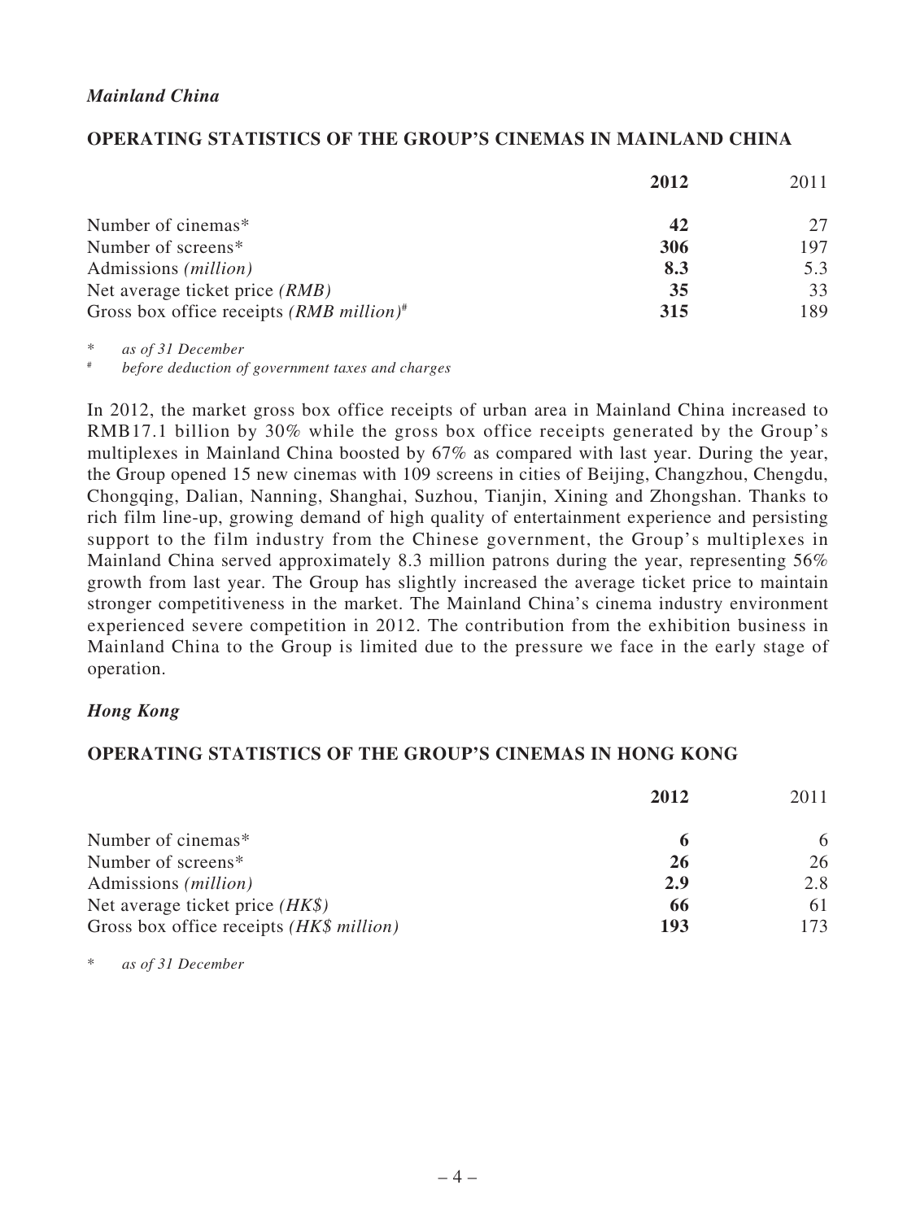*Mainland China*

**OPERATING STATISTICS OF THE GROUP'S CINEMAS IN MAINLAND CHINA**

| | **2012** | 2011 |
|---|---|---|
| Number of cinemas* | **42** | 27 |
| Number of screens* | **306** | 197 |
| Admissions *(million)* | **8.3** | 5.3 |
| Net average ticket price *(RMB)* | **35** | 33 |
| Gross box office receipts *(RMB million)*# | **315** | 189 |

\* *as of 31 December*

\# *before deduction of government taxes and charges*

In 2012, the market gross box office receipts of urban area in Mainland China increased to RMB17.1 billion by 30% while the gross box office receipts generated by the Group's multiplexes in Mainland China boosted by 67% as compared with last year. During the year, the Group opened 15 new cinemas with 109 screens in cities of Beijing, Changzhou, Chengdu, Chongqing, Dalian, Nanning, Shanghai, Suzhou, Tianjin, Xining and Zhongshan. Thanks to rich film line-up, growing demand of high quality of entertainment experience and persisting support to the film industry from the Chinese government, the Group's multiplexes in Mainland China served approximately 8.3 million patrons during the year, representing 56% growth from last year. The Group has slightly increased the average ticket price to maintain stronger competitiveness in the market. The Mainland China's cinema industry environment experienced severe competition in 2012. The contribution from the exhibition business in Mainland China to the Group is limited due to the pressure we face in the early stage of operation.

*Hong Kong*

**OPERATING STATISTICS OF THE GROUP'S CINEMAS IN HONG KONG**

| | **2012** | 2011 |
|---|---|---|
| Number of cinemas* | **6** | 6 |
| Number of screens* | **26** | 26 |
| Admissions *(million)* | **2.9** | 2.8 |
| Net average ticket price *(HK$)* | **66** | 61 |
| Gross box office receipts *(HK$ million)* | **193** | 173 |

\* *as of 31 December*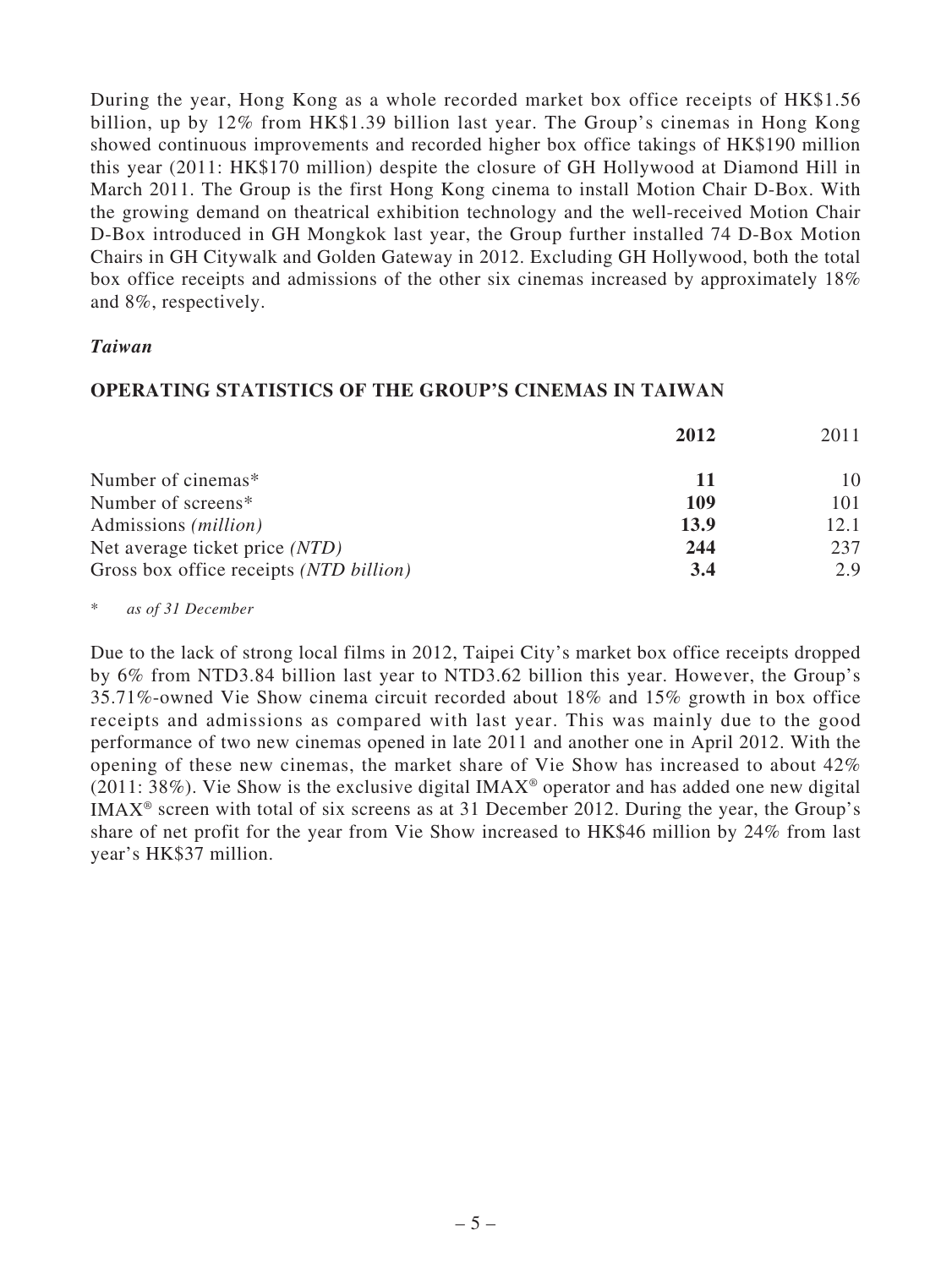During the year, Hong Kong as a whole recorded market box office receipts of HK$1.56 billion, up by 12% from HK$1.39 billion last year. The Group's cinemas in Hong Kong showed continuous improvements and recorded higher box office takings of HK$190 million this year (2011: HK$170 million) despite the closure of GH Hollywood at Diamond Hill in March 2011. The Group is the first Hong Kong cinema to install Motion Chair D-Box. With the growing demand on theatrical exhibition technology and the well-received Motion Chair D-Box introduced in GH Mongkok last year, the Group further installed 74 D-Box Motion Chairs in GH Citywalk and Golden Gateway in 2012. Excluding GH Hollywood, both the total box office receipts and admissions of the other six cinemas increased by approximately 18% and 8%, respectively.

***Taiwan***

**OPERATING STATISTICS OF THE GROUP'S CINEMAS IN TAIWAN**

| | **2012** | 2011 |
|---|---|---|
| Number of cinemas* | **11** | 10 |
| Number of screens* | **109** | 101 |
| Admissions *(million)* | **13.9** | 12.1 |
| Net average ticket price *(NTD)* | **244** | 237 |
| Gross box office receipts *(NTD billion)* | **3.4** | 2.9 |

\* *as of 31 December*

Due to the lack of strong local films in 2012, Taipei City's market box office receipts dropped by 6% from NTD3.84 billion last year to NTD3.62 billion this year. However, the Group's 35.71%-owned Vie Show cinema circuit recorded about 18% and 15% growth in box office receipts and admissions as compared with last year. This was mainly due to the good performance of two new cinemas opened in late 2011 and another one in April 2012. With the opening of these new cinemas, the market share of Vie Show has increased to about 42% (2011: 38%). Vie Show is the exclusive digital IMAX® operator and has added one new digital IMAX® screen with total of six screens as at 31 December 2012. During the year, the Group's share of net profit for the year from Vie Show increased to HK$46 million by 24% from last year's HK$37 million.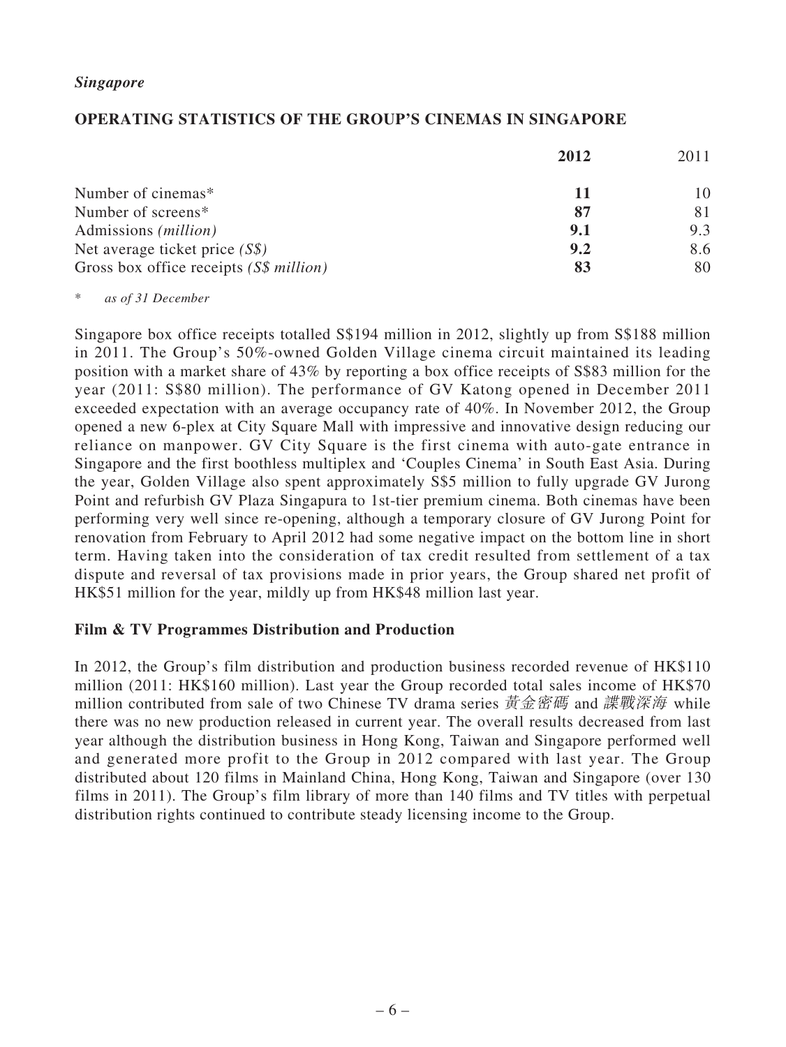*Singapore*

## OPERATING STATISTICS OF THE GROUP'S CINEMAS IN SINGAPORE

| | **2012** | 2011 |
|---|---|---|
| Number of cinemas* | **11** | 10 |
| Number of screens* | **87** | 81 |
| Admissions *(million)* | **9.1** | 9.3 |
| Net average ticket price *(S$)* | **9.2** | 8.6 |
| Gross box office receipts *(S$ million)* | **83** | 80 |

\* *as of 31 December*

Singapore box office receipts totalled S$194 million in 2012, slightly up from S$188 million in 2011. The Group's 50%-owned Golden Village cinema circuit maintained its leading position with a market share of 43% by reporting a box office receipts of S$83 million for the year (2011: S$80 million). The performance of GV Katong opened in December 2011 exceeded expectation with an average occupancy rate of 40%. In November 2012, the Group opened a new 6-plex at City Square Mall with impressive and innovative design reducing our reliance on manpower. GV City Square is the first cinema with auto-gate entrance in Singapore and the first boothless multiplex and 'Couples Cinema' in South East Asia. During the year, Golden Village also spent approximately S$5 million to fully upgrade GV Jurong Point and refurbish GV Plaza Singapura to 1st-tier premium cinema. Both cinemas have been performing very well since re-opening, although a temporary closure of GV Jurong Point for renovation from February to April 2012 had some negative impact on the bottom line in short term. Having taken into the consideration of tax credit resulted from settlement of a tax dispute and reversal of tax provisions made in prior years, the Group shared net profit of HK$51 million for the year, mildly up from HK$48 million last year.

### Film & TV Programmes Distribution and Production

In 2012, the Group's film distribution and production business recorded revenue of HK$110 million (2011: HK$160 million). Last year the Group recorded total sales income of HK$70 million contributed from sale of two Chinese TV drama series *黃金密碼* and *諜戰深海* while there was no new production released in current year. The overall results decreased from last year although the distribution business in Hong Kong, Taiwan and Singapore performed well and generated more profit to the Group in 2012 compared with last year. The Group distributed about 120 films in Mainland China, Hong Kong, Taiwan and Singapore (over 130 films in 2011). The Group's film library of more than 140 films and TV titles with perpetual distribution rights continued to contribute steady licensing income to the Group.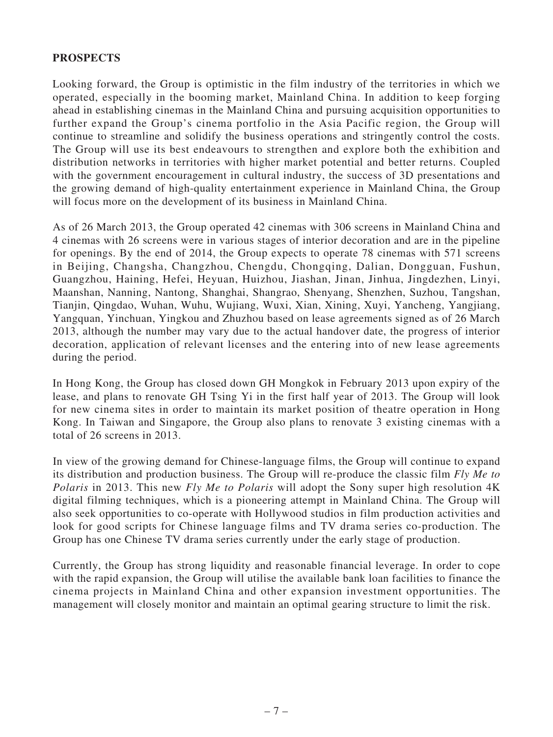## PROSPECTS

Looking forward, the Group is optimistic in the film industry of the territories in which we operated, especially in the booming market, Mainland China. In addition to keep forging ahead in establishing cinemas in the Mainland China and pursuing acquisition opportunities to further expand the Group's cinema portfolio in the Asia Pacific region, the Group will continue to streamline and solidify the business operations and stringently control the costs. The Group will use its best endeavours to strengthen and explore both the exhibition and distribution networks in territories with higher market potential and better returns. Coupled with the government encouragement in cultural industry, the success of 3D presentations and the growing demand of high-quality entertainment experience in Mainland China, the Group will focus more on the development of its business in Mainland China.

As of 26 March 2013, the Group operated 42 cinemas with 306 screens in Mainland China and 4 cinemas with 26 screens were in various stages of interior decoration and are in the pipeline for openings. By the end of 2014, the Group expects to operate 78 cinemas with 571 screens in Beijing, Changsha, Changzhou, Chengdu, Chongqing, Dalian, Dongguan, Fushun, Guangzhou, Haining, Hefei, Heyuan, Huizhou, Jiashan, Jinan, Jinhua, Jingdezhen, Linyi, Maanshan, Nanning, Nantong, Shanghai, Shangrao, Shenyang, Shenzhen, Suzhou, Tangshan, Tianjin, Qingdao, Wuhan, Wuhu, Wujiang, Wuxi, Xian, Xining, Xuyi, Yancheng, Yangjiang, Yangquan, Yinchuan, Yingkou and Zhuzhou based on lease agreements signed as of 26 March 2013, although the number may vary due to the actual handover date, the progress of interior decoration, application of relevant licenses and the entering into of new lease agreements during the period.

In Hong Kong, the Group has closed down GH Mongkok in February 2013 upon expiry of the lease, and plans to renovate GH Tsing Yi in the first half year of 2013. The Group will look for new cinema sites in order to maintain its market position of theatre operation in Hong Kong. In Taiwan and Singapore, the Group also plans to renovate 3 existing cinemas with a total of 26 screens in 2013.

In view of the growing demand for Chinese-language films, the Group will continue to expand its distribution and production business. The Group will re-produce the classic film *Fly Me to Polaris* in 2013. This new *Fly Me to Polaris* will adopt the Sony super high resolution 4K digital filming techniques, which is a pioneering attempt in Mainland China. The Group will also seek opportunities to co-operate with Hollywood studios in film production activities and look for good scripts for Chinese language films and TV drama series co-production. The Group has one Chinese TV drama series currently under the early stage of production.

Currently, the Group has strong liquidity and reasonable financial leverage. In order to cope with the rapid expansion, the Group will utilise the available bank loan facilities to finance the cinema projects in Mainland China and other expansion investment opportunities. The management will closely monitor and maintain an optimal gearing structure to limit the risk.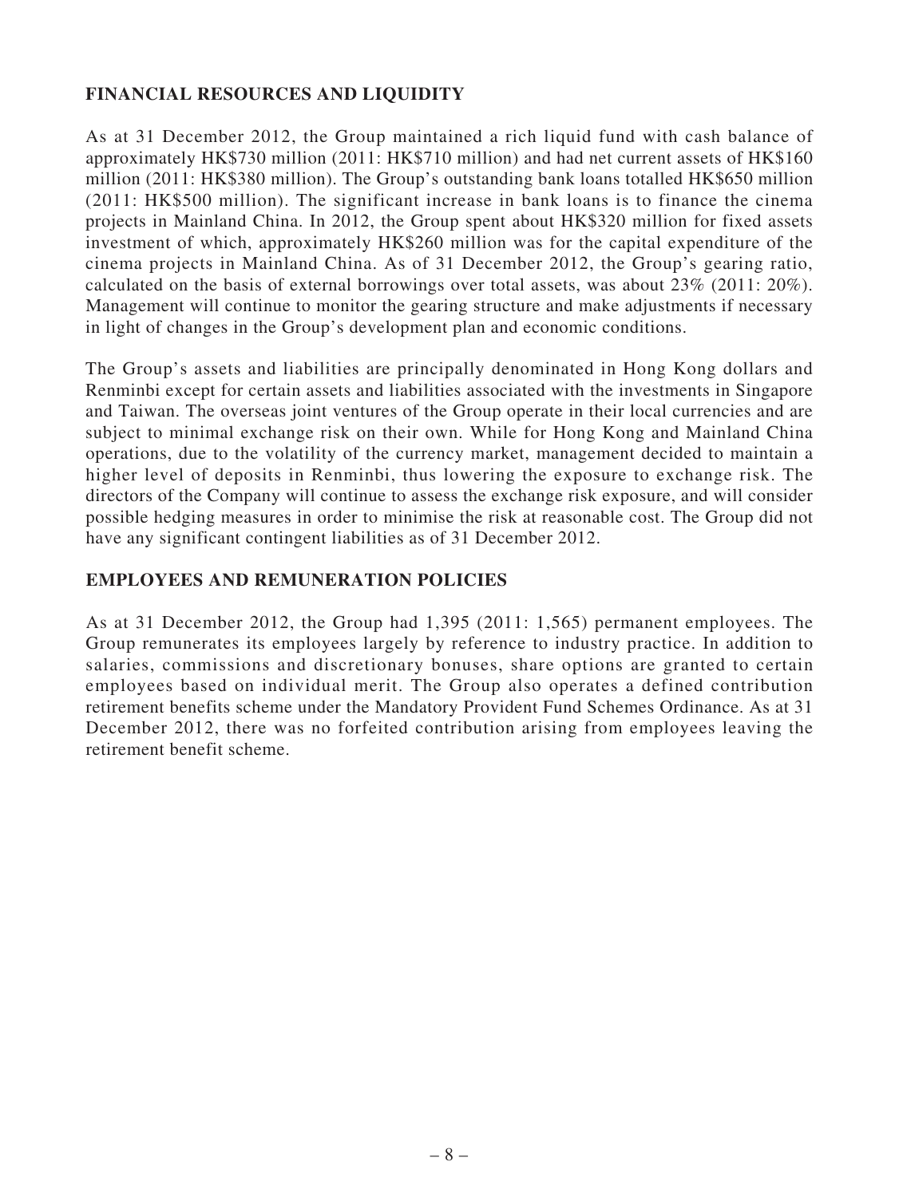## FINANCIAL RESOURCES AND LIQUIDITY

As at 31 December 2012, the Group maintained a rich liquid fund with cash balance of approximately HK$730 million (2011: HK$710 million) and had net current assets of HK$160 million (2011: HK$380 million). The Group's outstanding bank loans totalled HK$650 million (2011: HK$500 million). The significant increase in bank loans is to finance the cinema projects in Mainland China. In 2012, the Group spent about HK$320 million for fixed assets investment of which, approximately HK$260 million was for the capital expenditure of the cinema projects in Mainland China. As of 31 December 2012, the Group's gearing ratio, calculated on the basis of external borrowings over total assets, was about 23% (2011: 20%). Management will continue to monitor the gearing structure and make adjustments if necessary in light of changes in the Group's development plan and economic conditions.

The Group's assets and liabilities are principally denominated in Hong Kong dollars and Renminbi except for certain assets and liabilities associated with the investments in Singapore and Taiwan. The overseas joint ventures of the Group operate in their local currencies and are subject to minimal exchange risk on their own. While for Hong Kong and Mainland China operations, due to the volatility of the currency market, management decided to maintain a higher level of deposits in Renminbi, thus lowering the exposure to exchange risk. The directors of the Company will continue to assess the exchange risk exposure, and will consider possible hedging measures in order to minimise the risk at reasonable cost. The Group did not have any significant contingent liabilities as of 31 December 2012.

## EMPLOYEES AND REMUNERATION POLICIES

As at 31 December 2012, the Group had 1,395 (2011: 1,565) permanent employees. The Group remunerates its employees largely by reference to industry practice. In addition to salaries, commissions and discretionary bonuses, share options are granted to certain employees based on individual merit. The Group also operates a defined contribution retirement benefits scheme under the Mandatory Provident Fund Schemes Ordinance. As at 31 December 2012, there was no forfeited contribution arising from employees leaving the retirement benefit scheme.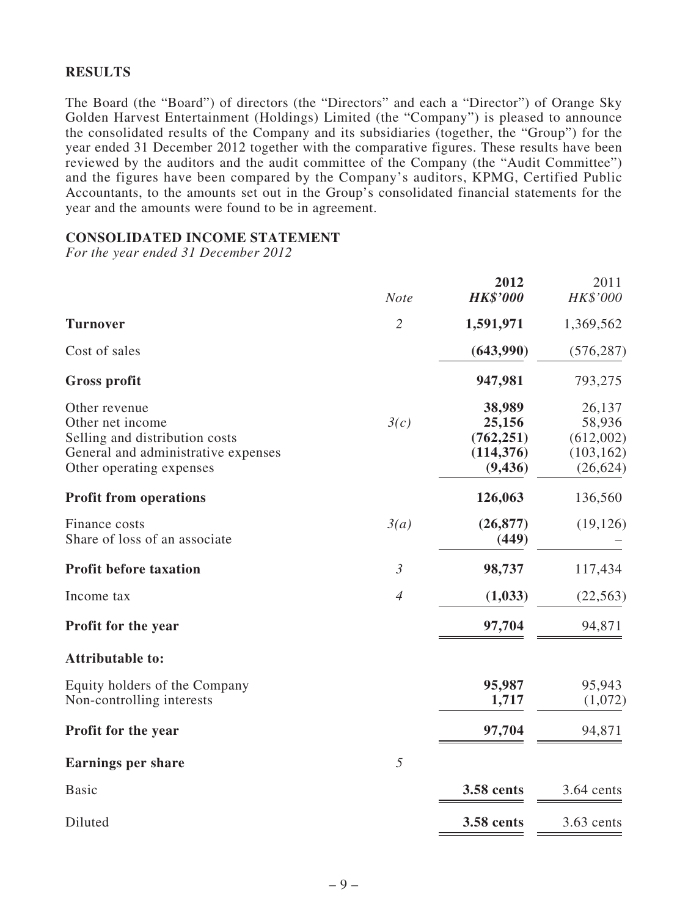## RESULTS

The Board (the "Board") of directors (the "Directors" and each a "Director") of Orange Sky Golden Harvest Entertainment (Holdings) Limited (the "Company") is pleased to announce the consolidated results of the Company and its subsidiaries (together, the "Group") for the year ended 31 December 2012 together with the comparative figures. These results have been reviewed by the auditors and the audit committee of the Company (the "Audit Committee") and the figures have been compared by the Company's auditors, KPMG, Certified Public Accountants, to the amounts set out in the Group's consolidated financial statements for the year and the amounts were found to be in agreement.

## CONSOLIDATED INCOME STATEMENT

*For the year ended 31 December 2012*

| | *Note* | **2012** **HK$'000** | 2011 HK$'000 |
|---|---|---|---|
| **Turnover** | *2* | **1,591,971** | 1,369,562 |
| Cost of sales | | **(643,990)** | (576,287) |
| **Gross profit** | | **947,981** | 793,275 |
| Other revenue | | **38,989** | 26,137 |
| Other net income | *3(c)* | **25,156** | 58,936 |
| Selling and distribution costs | | **(762,251)** | (612,002) |
| General and administrative expenses | | **(114,376)** | (103,162) |
| Other operating expenses | | **(9,436)** | (26,624) |
| **Profit from operations** | | **126,063** | 136,560 |
| Finance costs | *3(a)* | **(26,877)** | (19,126) |
| Share of loss of an associate | | **(449)** | – |
| **Profit before taxation** | *3* | **98,737** | 117,434 |
| Income tax | *4* | **(1,033)** | (22,563) |
| **Profit for the year** | | **97,704** | 94,871 |
| **Attributable to:** | | | |
| Equity holders of the Company | | **95,987** | 95,943 |
| Non-controlling interests | | **1,717** | (1,072) |
| **Profit for the year** | | **97,704** | 94,871 |
| **Earnings per share** | *5* | | |
| Basic | | **3.58 cents** | 3.64 cents |
| Diluted | | **3.58 cents** | 3.63 cents |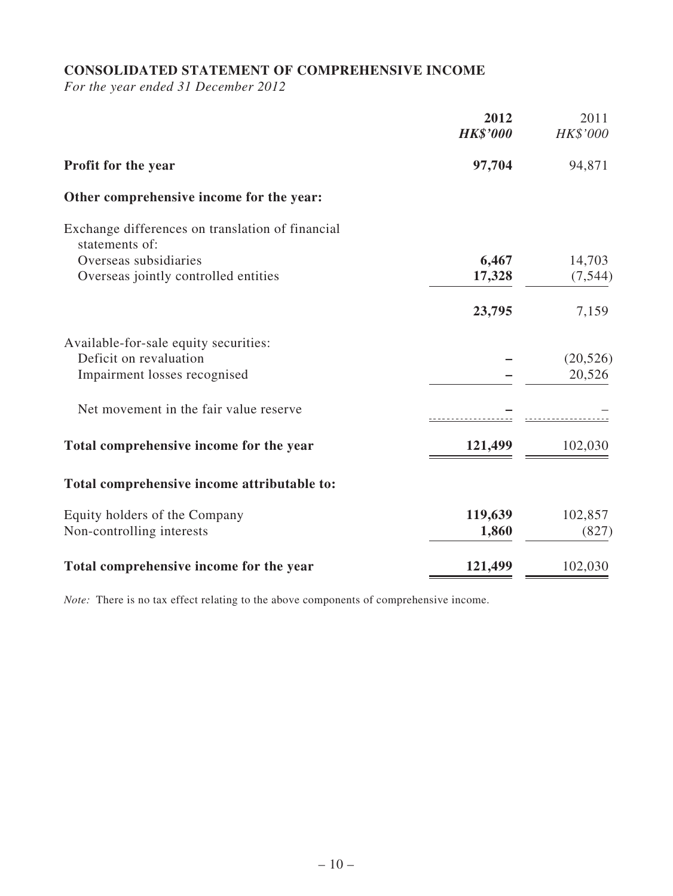# CONSOLIDATED STATEMENT OF COMPREHENSIVE INCOME

*For the year ended 31 December 2012*

| | 2012<br>*HK$'000* | 2011<br>*HK$'000* |
|---|---|---|
| **Profit for the year** | **97,704** | 94,871 |
| **Other comprehensive income for the year:** | | |
| Exchange differences on translation of financial statements of: | | |
| Overseas subsidiaries | **6,467** | 14,703 |
| Overseas jointly controlled entities | **17,328** | (7,544) |
| | **23,795** | 7,159 |
| Available-for-sale equity securities: | | |
| Deficit on revaluation | **–** | (20,526) |
| Impairment losses recognised | **–** | 20,526 |
| Net movement in the fair value reserve | **–** | – |
| **Total comprehensive income for the year** | **121,499** | 102,030 |
| **Total comprehensive income attributable to:** | | |
| Equity holders of the Company | **119,639** | 102,857 |
| Non-controlling interests | **1,860** | (827) |
| **Total comprehensive income for the year** | **121,499** | 102,030 |

*Note:* There is no tax effect relating to the above components of comprehensive income.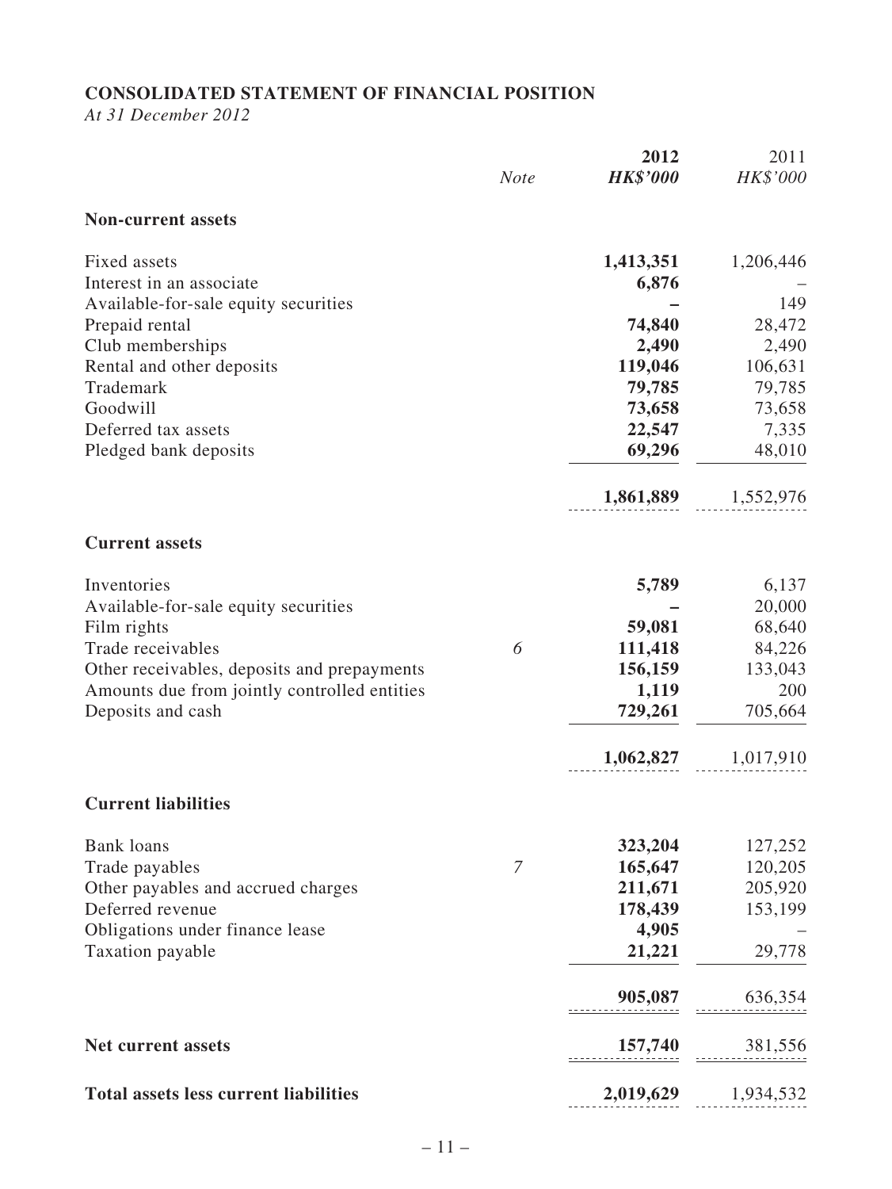## CONSOLIDATED STATEMENT OF FINANCIAL POSITION

*At 31 December 2012*

| | *Note* | **2012** | 2011 |
|---|---|---|---|
| | | ***HK$'000*** | *HK$'000* |
| **Non-current assets** | | | |
| Fixed assets | | **1,413,351** | 1,206,446 |
| Interest in an associate | | **6,876** | – |
| Available-for-sale equity securities | | **–** | 149 |
| Prepaid rental | | **74,840** | 28,472 |
| Club memberships | | **2,490** | 2,490 |
| Rental and other deposits | | **119,046** | 106,631 |
| Trademark | | **79,785** | 79,785 |
| Goodwill | | **73,658** | 73,658 |
| Deferred tax assets | | **22,547** | 7,335 |
| Pledged bank deposits | | **69,296** | 48,010 |
| | | **1,861,889** | 1,552,976 |
| **Current assets** | | | |
| Inventories | | **5,789** | 6,137 |
| Available-for-sale equity securities | | **–** | 20,000 |
| Film rights | | **59,081** | 68,640 |
| Trade receivables | 6 | **111,418** | 84,226 |
| Other receivables, deposits and prepayments | | **156,159** | 133,043 |
| Amounts due from jointly controlled entities | | **1,119** | 200 |
| Deposits and cash | | **729,261** | 705,664 |
| | | **1,062,827** | 1,017,910 |
| **Current liabilities** | | | |
| Bank loans | | **323,204** | 127,252 |
| Trade payables | 7 | **165,647** | 120,205 |
| Other payables and accrued charges | | **211,671** | 205,920 |
| Deferred revenue | | **178,439** | 153,199 |
| Obligations under finance lease | | **4,905** | – |
| Taxation payable | | **21,221** | 29,778 |
| | | **905,087** | 636,354 |
| **Net current assets** | | **157,740** | 381,556 |
| **Total assets less current liabilities** | | **2,019,629** | 1,934,532 |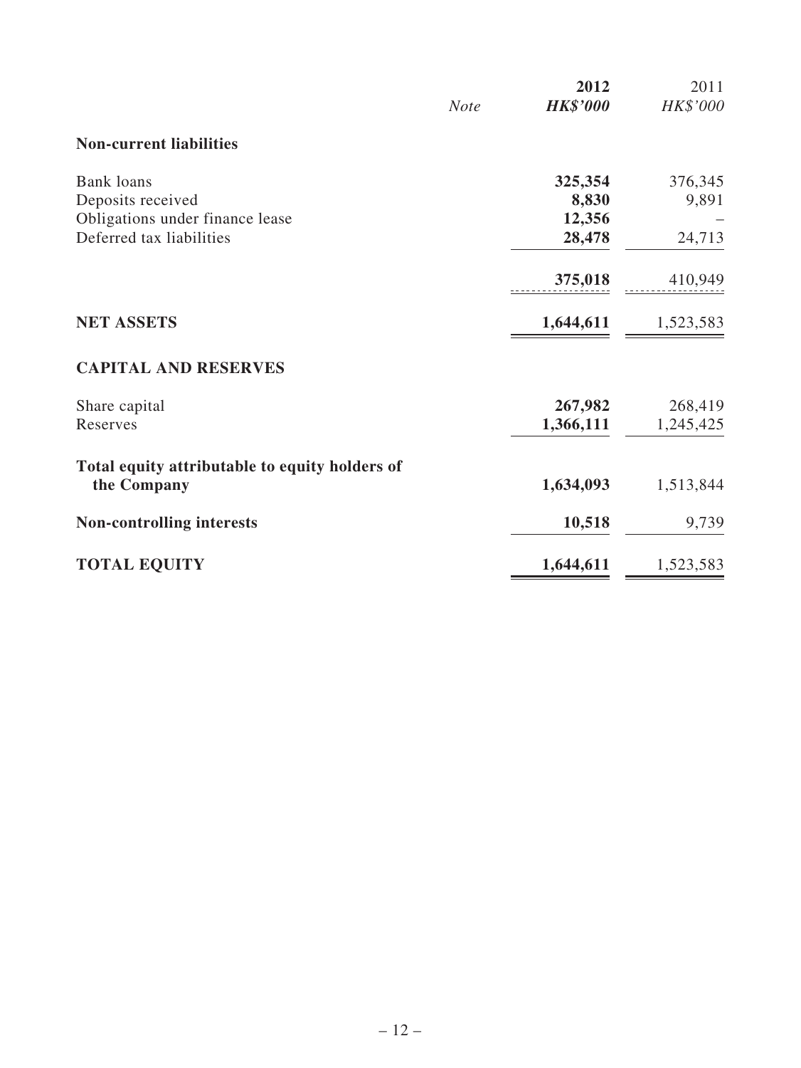| | Note | 2012 HK$'000 | 2011 HK$'000 |
|---|---|---|---|
| **Non-current liabilities** | | | |
| Bank loans | | **325,354** | 376,345 |
| Deposits received | | **8,830** | 9,891 |
| Obligations under finance lease | | **12,356** | – |
| Deferred tax liabilities | | **28,478** | 24,713 |
| | | **375,018** | 410,949 |
| **NET ASSETS** | | **1,644,611** | 1,523,583 |
| **CAPITAL AND RESERVES** | | | |
| Share capital | | **267,982** | 268,419 |
| Reserves | | **1,366,111** | 1,245,425 |
| **Total equity attributable to equity holders of the Company** | | **1,634,093** | 1,513,844 |
| **Non-controlling interests** | | **10,518** | 9,739 |
| **TOTAL EQUITY** | | **1,644,611** | 1,523,583 |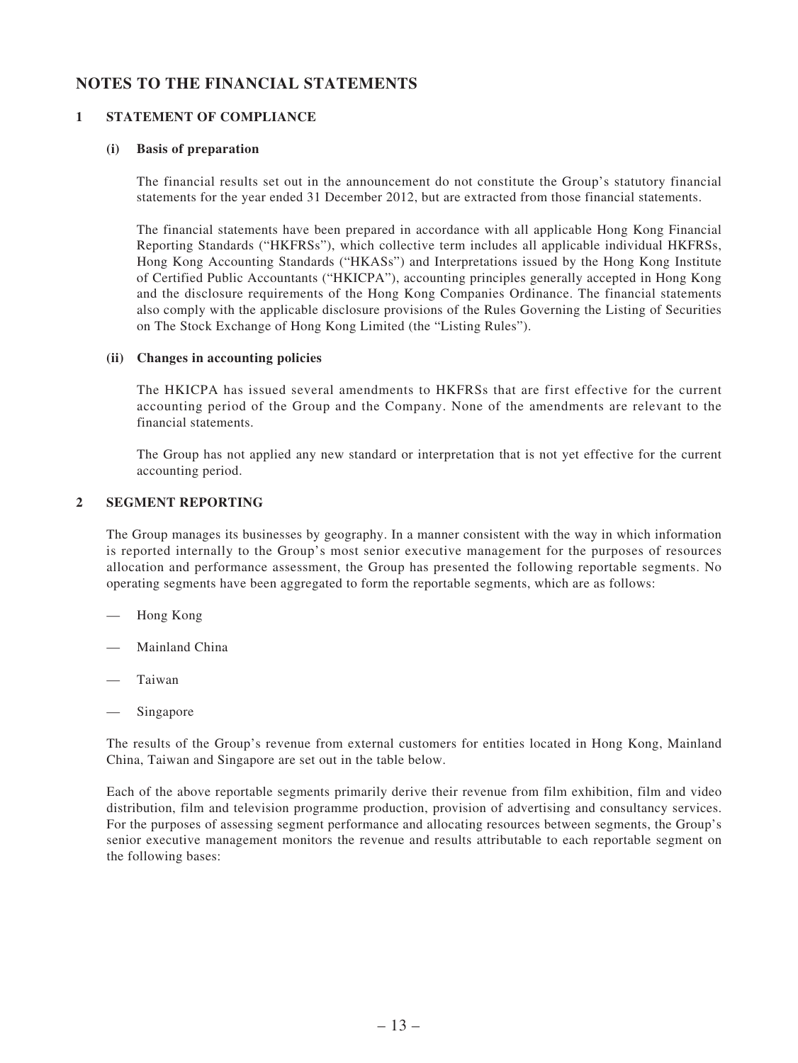# NOTES TO THE FINANCIAL STATEMENTS

## 1 STATEMENT OF COMPLIANCE

### (i) Basis of preparation

The financial results set out in the announcement do not constitute the Group's statutory financial statements for the year ended 31 December 2012, but are extracted from those financial statements.

The financial statements have been prepared in accordance with all applicable Hong Kong Financial Reporting Standards ("HKFRSs"), which collective term includes all applicable individual HKFRSs, Hong Kong Accounting Standards ("HKASs") and Interpretations issued by the Hong Kong Institute of Certified Public Accountants ("HKICPA"), accounting principles generally accepted in Hong Kong and the disclosure requirements of the Hong Kong Companies Ordinance. The financial statements also comply with the applicable disclosure provisions of the Rules Governing the Listing of Securities on The Stock Exchange of Hong Kong Limited (the "Listing Rules").

### (ii) Changes in accounting policies

The HKICPA has issued several amendments to HKFRSs that are first effective for the current accounting period of the Group and the Company. None of the amendments are relevant to the financial statements.

The Group has not applied any new standard or interpretation that is not yet effective for the current accounting period.

## 2 SEGMENT REPORTING

The Group manages its businesses by geography. In a manner consistent with the way in which information is reported internally to the Group's most senior executive management for the purposes of resources allocation and performance assessment, the Group has presented the following reportable segments. No operating segments have been aggregated to form the reportable segments, which are as follows:

- Hong Kong
- Mainland China
- Taiwan
- Singapore

The results of the Group's revenue from external customers for entities located in Hong Kong, Mainland China, Taiwan and Singapore are set out in the table below.

Each of the above reportable segments primarily derive their revenue from film exhibition, film and video distribution, film and television programme production, provision of advertising and consultancy services. For the purposes of assessing segment performance and allocating resources between segments, the Group's senior executive management monitors the revenue and results attributable to each reportable segment on the following bases: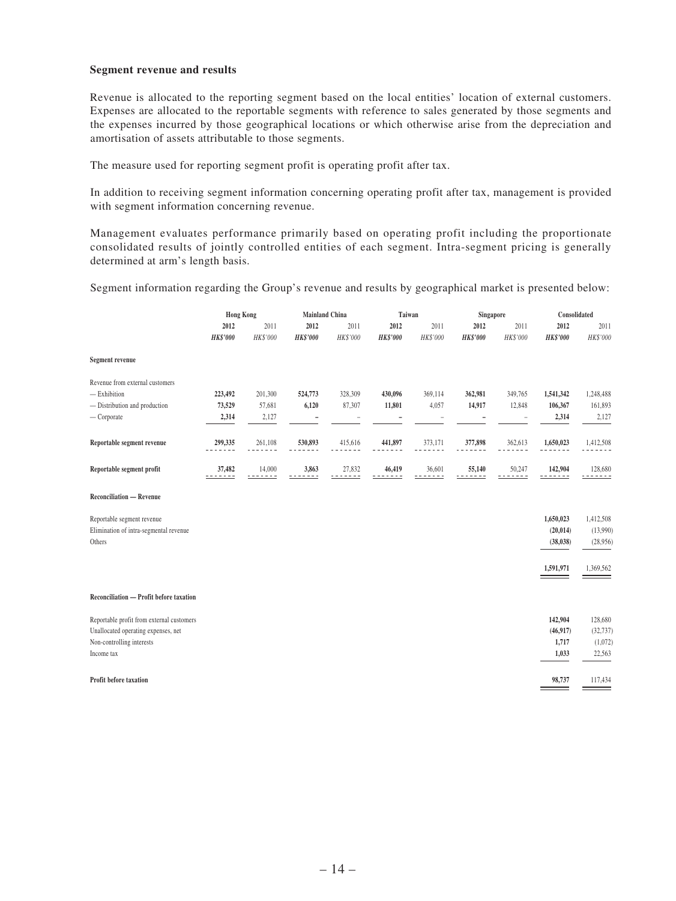**Segment revenue and results**

Revenue is allocated to the reporting segment based on the local entities' location of external customers. Expenses are allocated to the reportable segments with reference to sales generated by those segments and the expenses incurred by those geographical locations or which otherwise arise from the depreciation and amortisation of assets attributable to those segments.

The measure used for reporting segment profit is operating profit after tax.

In addition to receiving segment information concerning operating profit after tax, management is provided with segment information concerning revenue.

Management evaluates performance primarily based on operating profit including the proportionate consolidated results of jointly controlled entities of each segment. Intra-segment pricing is generally determined at arm's length basis.

Segment information regarding the Group's revenue and results by geographical market is presented below:

| | Hong Kong | | Mainland China | | Taiwan | | Singapore | | Consolidated | |
|---|---|---|---|---|---|---|---|---|---|---|
| | **2012** | 2011 | **2012** | 2011 | **2012** | 2011 | **2012** | 2011 | **2012** | 2011 |
| | ***HK$'000*** | *HK$'000* | ***HK$'000*** | *HK$'000* | ***HK$'000*** | *HK$'000* | ***HK$'000*** | *HK$'000* | ***HK$'000*** | *HK$'000* |
| **Segment revenue** | | | | | | | | | | |
| Revenue from external customers | | | | | | | | | | |
| — Exhibition | **223,492** | 201,300 | **524,773** | 328,309 | **430,096** | 369,114 | **362,981** | 349,765 | **1,541,342** | 1,248,488 |
| — Distribution and production | **73,529** | 57,681 | **6,120** | 87,307 | **11,801** | 4,057 | **14,917** | 12,848 | **106,367** | 161,893 |
| — Corporate | **2,314** | 2,127 | **–** | – | **–** | – | **–** | – | **2,314** | 2,127 |
| **Reportable segment revenue** | **299,335** | 261,108 | **530,893** | 415,616 | **441,897** | 373,171 | **377,898** | 362,613 | **1,650,023** | 1,412,508 |
| **Reportable segment profit** | **37,482** | 14,000 | **3,863** | 27,832 | **46,419** | 36,601 | **55,140** | 50,247 | **142,904** | 128,680 |
| **Reconciliation — Revenue** | | | | | | | | | | |
| Reportable segment revenue | | | | | | | | | **1,650,023** | 1,412,508 |
| Elimination of intra-segmental revenue | | | | | | | | | **(20,014)** | (13,990) |
| Others | | | | | | | | | **(38,038)** | (28,956) |
| | | | | | | | | | **1,591,971** | 1,369,562 |
| **Reconciliation — Profit before taxation** | | | | | | | | | | |
| Reportable profit from external customers | | | | | | | | | **142,904** | 128,680 |
| Unallocated operating expenses, net | | | | | | | | | **(46,917)** | (32,737) |
| Non-controlling interests | | | | | | | | | **1,717** | (1,072) |
| Income tax | | | | | | | | | **1,033** | 22,563 |
| **Profit before taxation** | | | | | | | | | **98,737** | 117,434 |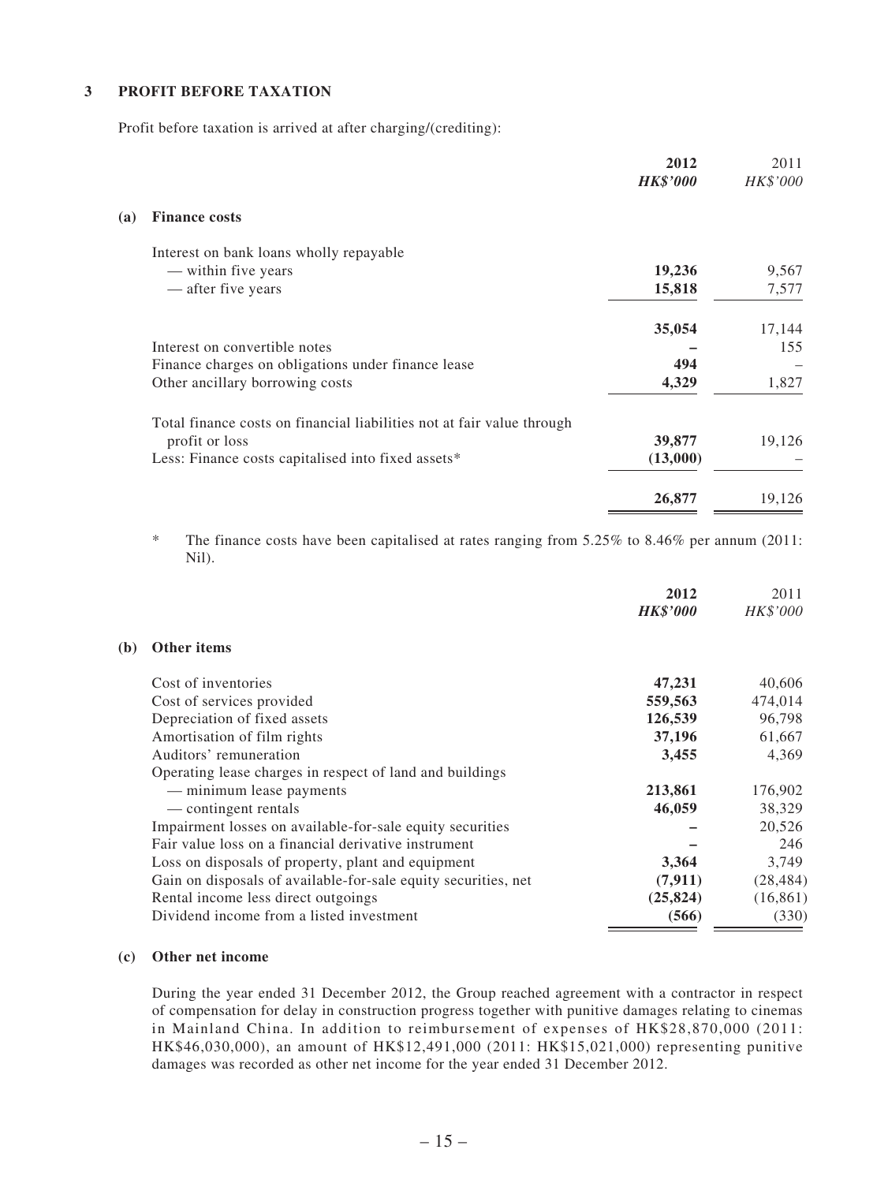## 3 PROFIT BEFORE TAXATION

Profit before taxation is arrived at after charging/(crediting):

| | 2012 HK$'000 | 2011 HK$'000 |
|---|---|---|
| **(a) Finance costs** | | |
| Interest on bank loans wholly repayable | | |
| — within five years | **19,236** | 9,567 |
| — after five years | **15,818** | 7,577 |
| | **35,054** | 17,144 |
| Interest on convertible notes | **–** | 155 |
| Finance charges on obligations under finance lease | **494** | – |
| Other ancillary borrowing costs | **4,329** | 1,827 |
| Total finance costs on financial liabilities not at fair value through profit or loss | **39,877** | 19,126 |
| Less: Finance costs capitalised into fixed assets* | **(13,000)** | – |
| | **26,877** | 19,126 |

\* The finance costs have been capitalised at rates ranging from 5.25% to 8.46% per annum (2011: Nil).

| | 2012 HK$'000 | 2011 HK$'000 |
|---|---|---|
| **(b) Other items** | | |
| Cost of inventories | **47,231** | 40,606 |
| Cost of services provided | **559,563** | 474,014 |
| Depreciation of fixed assets | **126,539** | 96,798 |
| Amortisation of film rights | **37,196** | 61,667 |
| Auditors' remuneration | **3,455** | 4,369 |
| Operating lease charges in respect of land and buildings | | |
| — minimum lease payments | **213,861** | 176,902 |
| — contingent rentals | **46,059** | 38,329 |
| Impairment losses on available-for-sale equity securities | **–** | 20,526 |
| Fair value loss on a financial derivative instrument | **–** | 246 |
| Loss on disposals of property, plant and equipment | **3,364** | 3,749 |
| Gain on disposals of available-for-sale equity securities, net | **(7,911)** | (28,484) |
| Rental income less direct outgoings | **(25,824)** | (16,861) |
| Dividend income from a listed investment | **(566)** | (330) |

### (c) Other net income

During the year ended 31 December 2012, the Group reached agreement with a contractor in respect of compensation for delay in construction progress together with punitive damages relating to cinemas in Mainland China. In addition to reimbursement of expenses of HK$28,870,000 (2011: HK$46,030,000), an amount of HK$12,491,000 (2011: HK$15,021,000) representing punitive damages was recorded as other net income for the year ended 31 December 2012.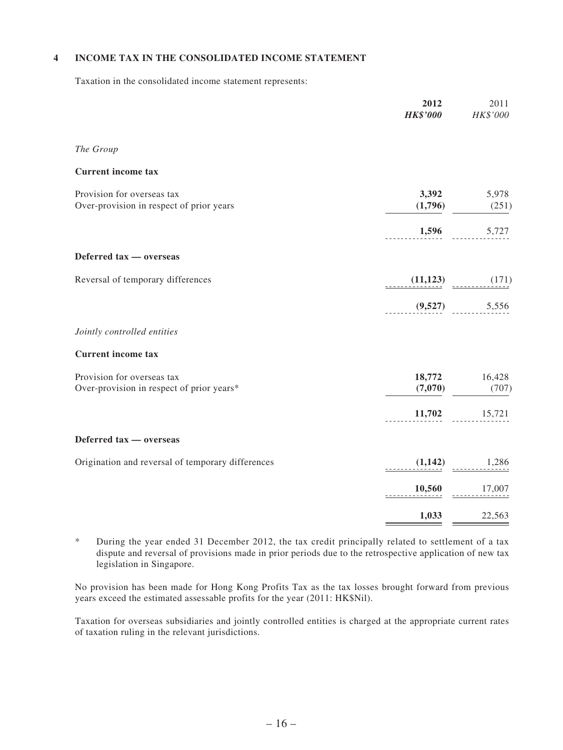## 4 INCOME TAX IN THE CONSOLIDATED INCOME STATEMENT

Taxation in the consolidated income statement represents:

| | **2012** | 2011 |
|---|---|---|
| | ***HK$'000*** | *HK$'000* |
| *The Group* | | |
| **Current income tax** | | |
| Provision for overseas tax | **3,392** | 5,978 |
| Over-provision in respect of prior years | **(1,796)** | (251) |
| | **1,596** | 5,727 |
| **Deferred tax — overseas** | | |
| Reversal of temporary differences | **(11,123)** | (171) |
| | **(9,527)** | 5,556 |
| *Jointly controlled entities* | | |
| **Current income tax** | | |
| Provision for overseas tax | **18,772** | 16,428 |
| Over-provision in respect of prior years* | **(7,070)** | (707) |
| | **11,702** | 15,721 |
| **Deferred tax — overseas** | | |
| Origination and reversal of temporary differences | **(1,142)** | 1,286 |
| | **10,560** | 17,007 |
| | **1,033** | 22,563 |

\* During the year ended 31 December 2012, the tax credit principally related to settlement of a tax dispute and reversal of provisions made in prior periods due to the retrospective application of new tax legislation in Singapore.

No provision has been made for Hong Kong Profits Tax as the tax losses brought forward from previous years exceed the estimated assessable profits for the year (2011: HK$Nil).

Taxation for overseas subsidiaries and jointly controlled entities is charged at the appropriate current rates of taxation ruling in the relevant jurisdictions.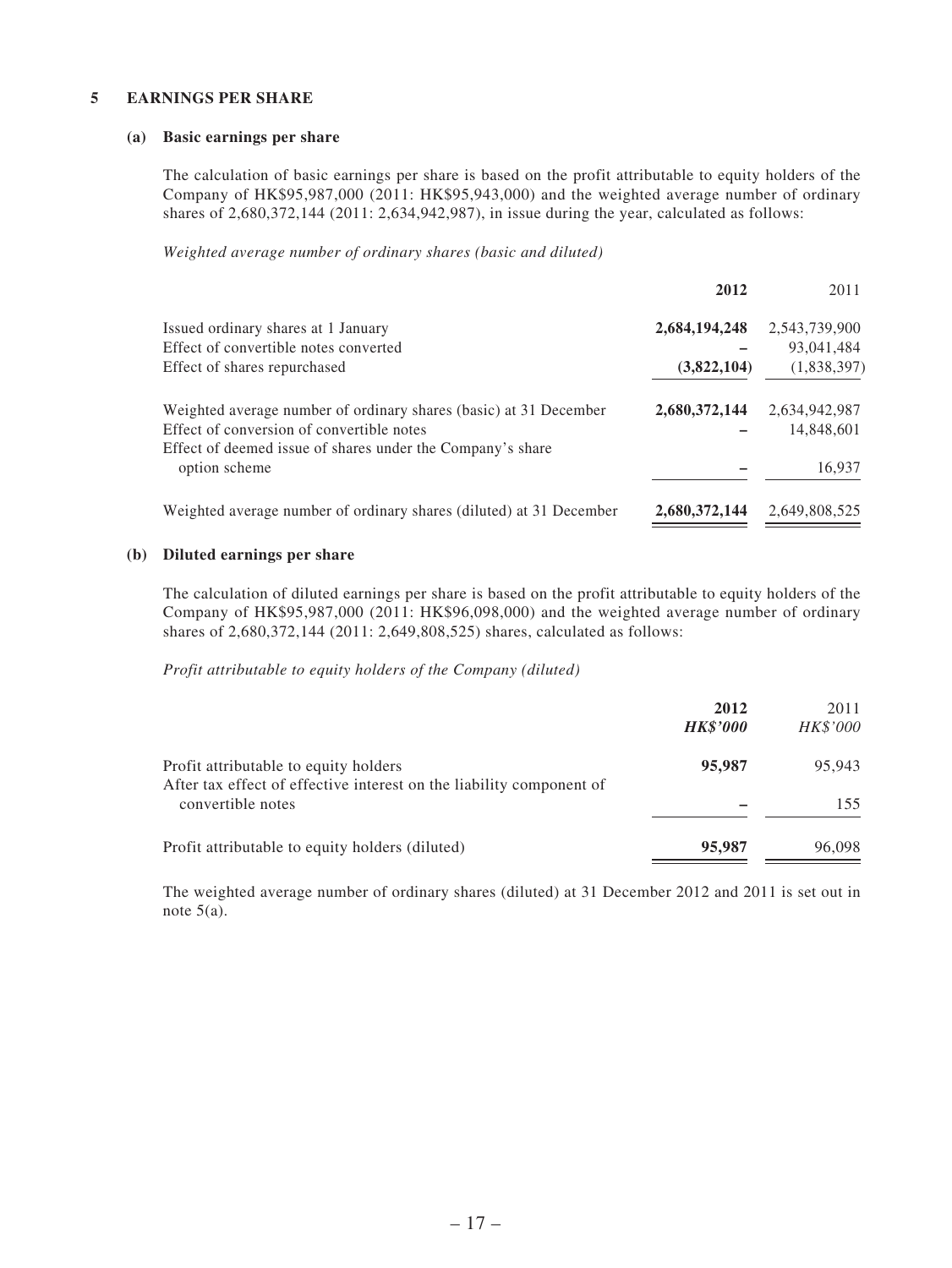## 5 EARNINGS PER SHARE

### (a) Basic earnings per share

The calculation of basic earnings per share is based on the profit attributable to equity holders of the Company of HK$95,987,000 (2011: HK$95,943,000) and the weighted average number of ordinary shares of 2,680,372,144 (2011: 2,634,942,987), in issue during the year, calculated as follows:

*Weighted average number of ordinary shares (basic and diluted)*

| | **2012** | 2011 |
|---|---|---|
| Issued ordinary shares at 1 January | **2,684,194,248** | 2,543,739,900 |
| Effect of convertible notes converted | **–** | 93,041,484 |
| Effect of shares repurchased | **(3,822,104)** | (1,838,397) |
| Weighted average number of ordinary shares (basic) at 31 December | **2,680,372,144** | 2,634,942,987 |
| Effect of conversion of convertible notes | **–** | 14,848,601 |
| Effect of deemed issue of shares under the Company's share option scheme | **–** | 16,937 |
| Weighted average number of ordinary shares (diluted) at 31 December | **2,680,372,144** | 2,649,808,525 |

### (b) Diluted earnings per share

The calculation of diluted earnings per share is based on the profit attributable to equity holders of the Company of HK$95,987,000 (2011: HK$96,098,000) and the weighted average number of ordinary shares of 2,680,372,144 (2011: 2,649,808,525) shares, calculated as follows:

*Profit attributable to equity holders of the Company (diluted)*

| | **2012** <br> ***HK$'000*** | 2011 <br> *HK$'000* |
|---|---|---|
| Profit attributable to equity holders | **95,987** | 95,943 |
| After tax effect of effective interest on the liability component of convertible notes | **–** | 155 |
| Profit attributable to equity holders (diluted) | **95,987** | 96,098 |

The weighted average number of ordinary shares (diluted) at 31 December 2012 and 2011 is set out in note 5(a).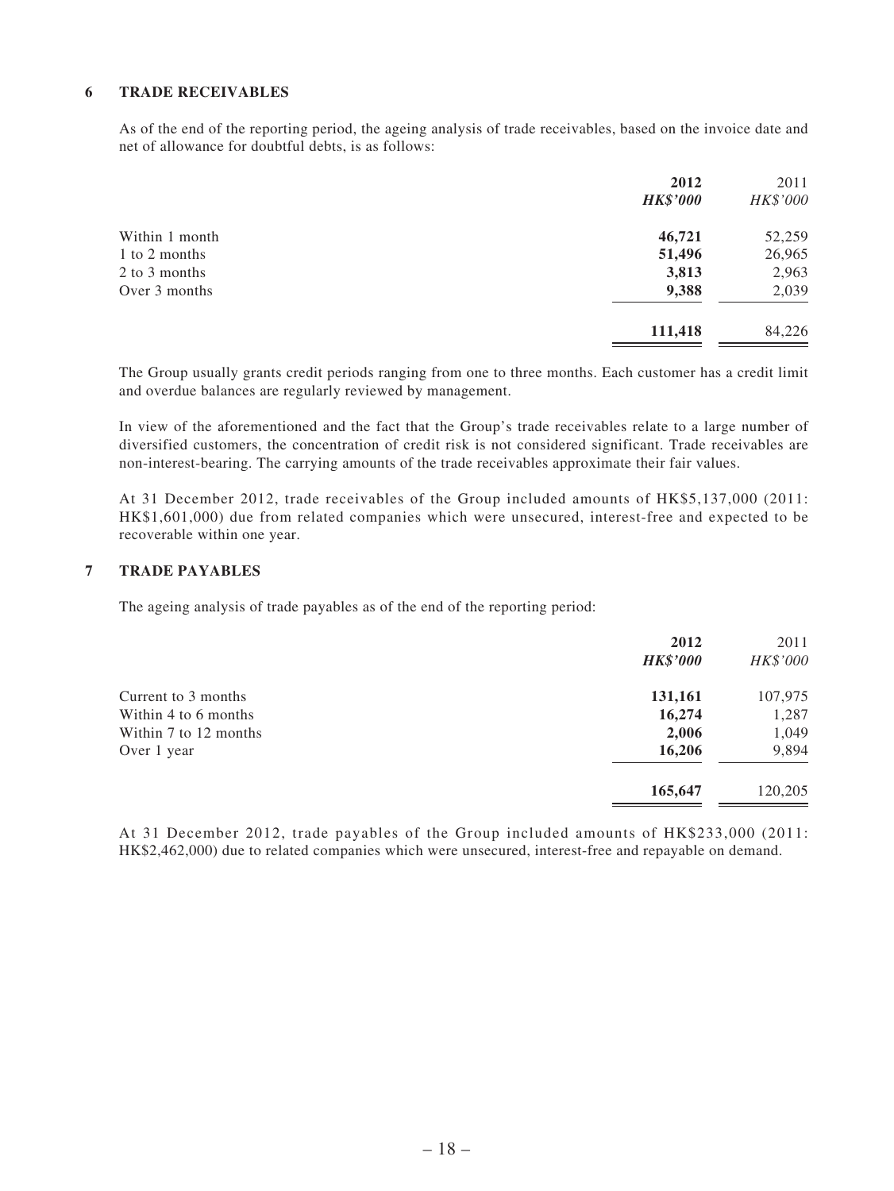## 6 TRADE RECEIVABLES

As of the end of the reporting period, the ageing analysis of trade receivables, based on the invoice date and net of allowance for doubtful debts, is as follows:

| | **2012** | 2011 |
|---|---|---|
| | ***HK$'000*** | *HK$'000* |
| Within 1 month | **46,721** | 52,259 |
| 1 to 2 months | **51,496** | 26,965 |
| 2 to 3 months | **3,813** | 2,963 |
| Over 3 months | **9,388** | 2,039 |
| | **111,418** | 84,226 |

The Group usually grants credit periods ranging from one to three months. Each customer has a credit limit and overdue balances are regularly reviewed by management.

In view of the aforementioned and the fact that the Group's trade receivables relate to a large number of diversified customers, the concentration of credit risk is not considered significant. Trade receivables are non-interest-bearing. The carrying amounts of the trade receivables approximate their fair values.

At 31 December 2012, trade receivables of the Group included amounts of HK$5,137,000 (2011: HK$1,601,000) due from related companies which were unsecured, interest-free and expected to be recoverable within one year.

## 7 TRADE PAYABLES

The ageing analysis of trade payables as of the end of the reporting period:

| | **2012** | 2011 |
|---|---|---|
| | ***HK$'000*** | *HK$'000* |
| Current to 3 months | **131,161** | 107,975 |
| Within 4 to 6 months | **16,274** | 1,287 |
| Within 7 to 12 months | **2,006** | 1,049 |
| Over 1 year | **16,206** | 9,894 |
| | **165,647** | 120,205 |

At 31 December 2012, trade payables of the Group included amounts of HK$233,000 (2011: HK$2,462,000) due to related companies which were unsecured, interest-free and repayable on demand.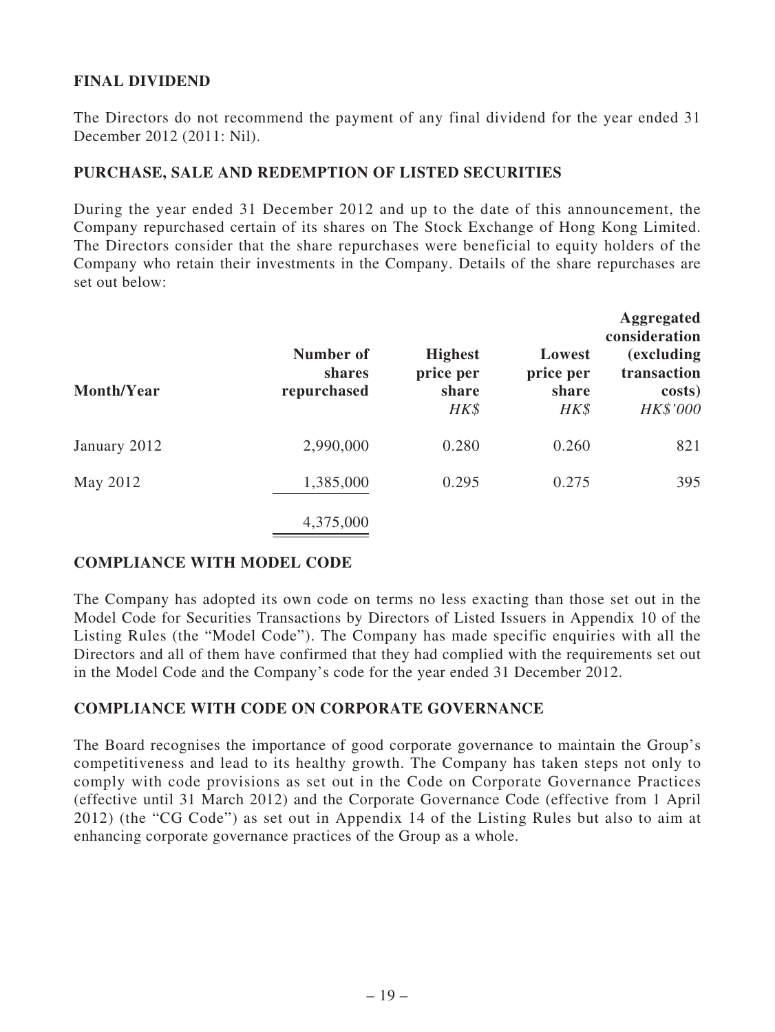## FINAL DIVIDEND

The Directors do not recommend the payment of any final dividend for the year ended 31 December 2012 (2011: Nil).

## PURCHASE, SALE AND REDEMPTION OF LISTED SECURITIES

During the year ended 31 December 2012 and up to the date of this announcement, the Company repurchased certain of its shares on The Stock Exchange of Hong Kong Limited. The Directors consider that the share repurchases were beneficial to equity holders of the Company who retain their investments in the Company. Details of the share repurchases are set out below:

| Month/Year | Number of shares repurchased | Highest price per share *HK$* | Lowest price per share *HK$* | Aggregated consideration (excluding transaction costs) *HK$'000* |
|---|---|---|---|---|
| January 2012 | 2,990,000 | 0.280 | 0.260 | 821 |
| May 2012 | 1,385,000 | 0.295 | 0.275 | 395 |
| | 4,375,000 | | | |

## COMPLIANCE WITH MODEL CODE

The Company has adopted its own code on terms no less exacting than those set out in the Model Code for Securities Transactions by Directors of Listed Issuers in Appendix 10 of the Listing Rules (the "Model Code"). The Company has made specific enquiries with all the Directors and all of them have confirmed that they had complied with the requirements set out in the Model Code and the Company's code for the year ended 31 December 2012.

## COMPLIANCE WITH CODE ON CORPORATE GOVERNANCE

The Board recognises the importance of good corporate governance to maintain the Group's competitiveness and lead to its healthy growth. The Company has taken steps not only to comply with code provisions as set out in the Code on Corporate Governance Practices (effective until 31 March 2012) and the Corporate Governance Code (effective from 1 April 2012) (the "CG Code") as set out in Appendix 14 of the Listing Rules but also to aim at enhancing corporate governance practices of the Group as a whole.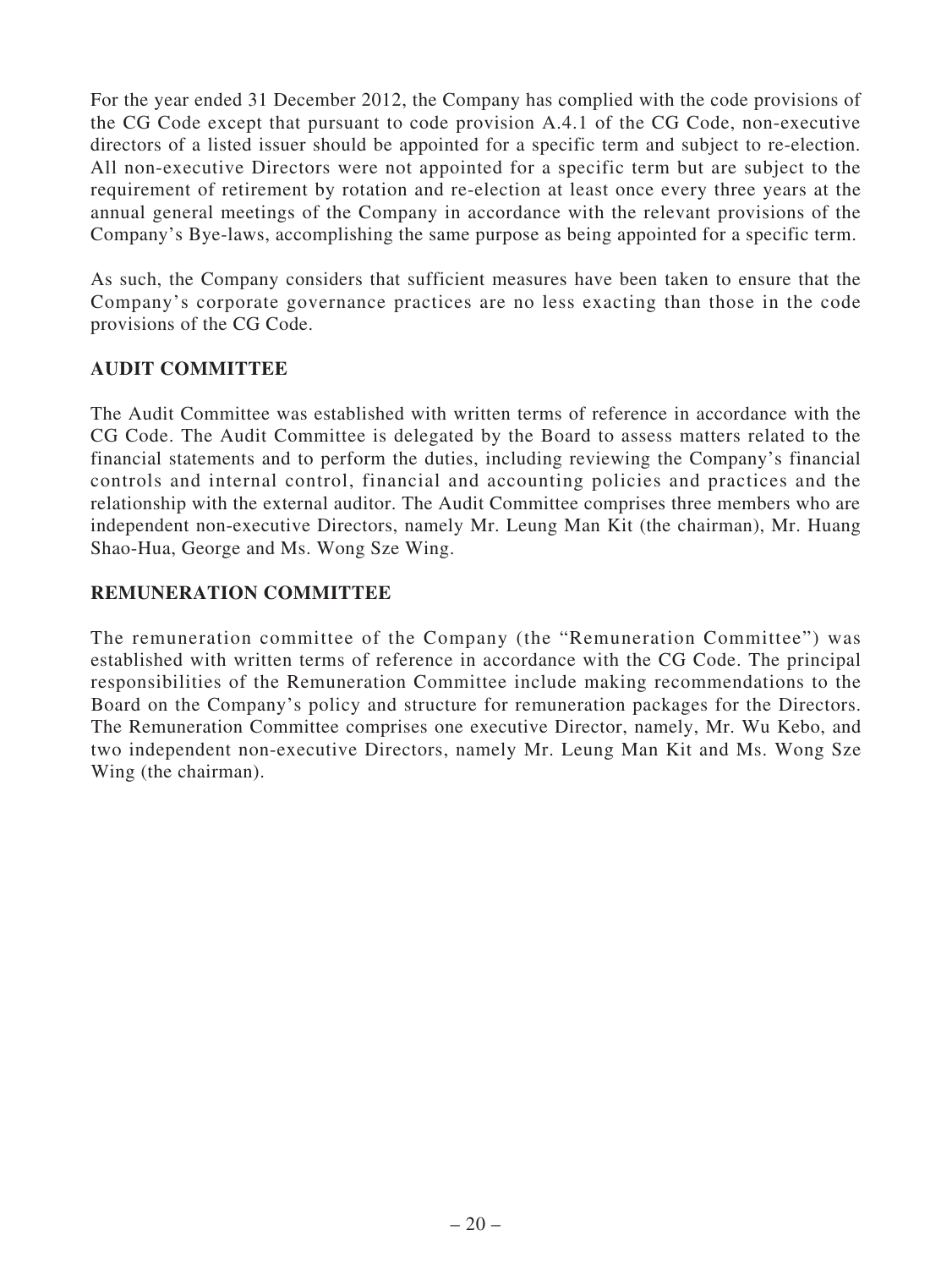For the year ended 31 December 2012, the Company has complied with the code provisions of the CG Code except that pursuant to code provision A.4.1 of the CG Code, non-executive directors of a listed issuer should be appointed for a specific term and subject to re-election. All non-executive Directors were not appointed for a specific term but are subject to the requirement of retirement by rotation and re-election at least once every three years at the annual general meetings of the Company in accordance with the relevant provisions of the Company's Bye-laws, accomplishing the same purpose as being appointed for a specific term.

As such, the Company considers that sufficient measures have been taken to ensure that the Company's corporate governance practices are no less exacting than those in the code provisions of the CG Code.

## AUDIT COMMITTEE

The Audit Committee was established with written terms of reference in accordance with the CG Code. The Audit Committee is delegated by the Board to assess matters related to the financial statements and to perform the duties, including reviewing the Company's financial controls and internal control, financial and accounting policies and practices and the relationship with the external auditor. The Audit Committee comprises three members who are independent non-executive Directors, namely Mr. Leung Man Kit (the chairman), Mr. Huang Shao-Hua, George and Ms. Wong Sze Wing.

## REMUNERATION COMMITTEE

The remuneration committee of the Company (the "Remuneration Committee") was established with written terms of reference in accordance with the CG Code. The principal responsibilities of the Remuneration Committee include making recommendations to the Board on the Company's policy and structure for remuneration packages for the Directors. The Remuneration Committee comprises one executive Director, namely, Mr. Wu Kebo, and two independent non-executive Directors, namely Mr. Leung Man Kit and Ms. Wong Sze Wing (the chairman).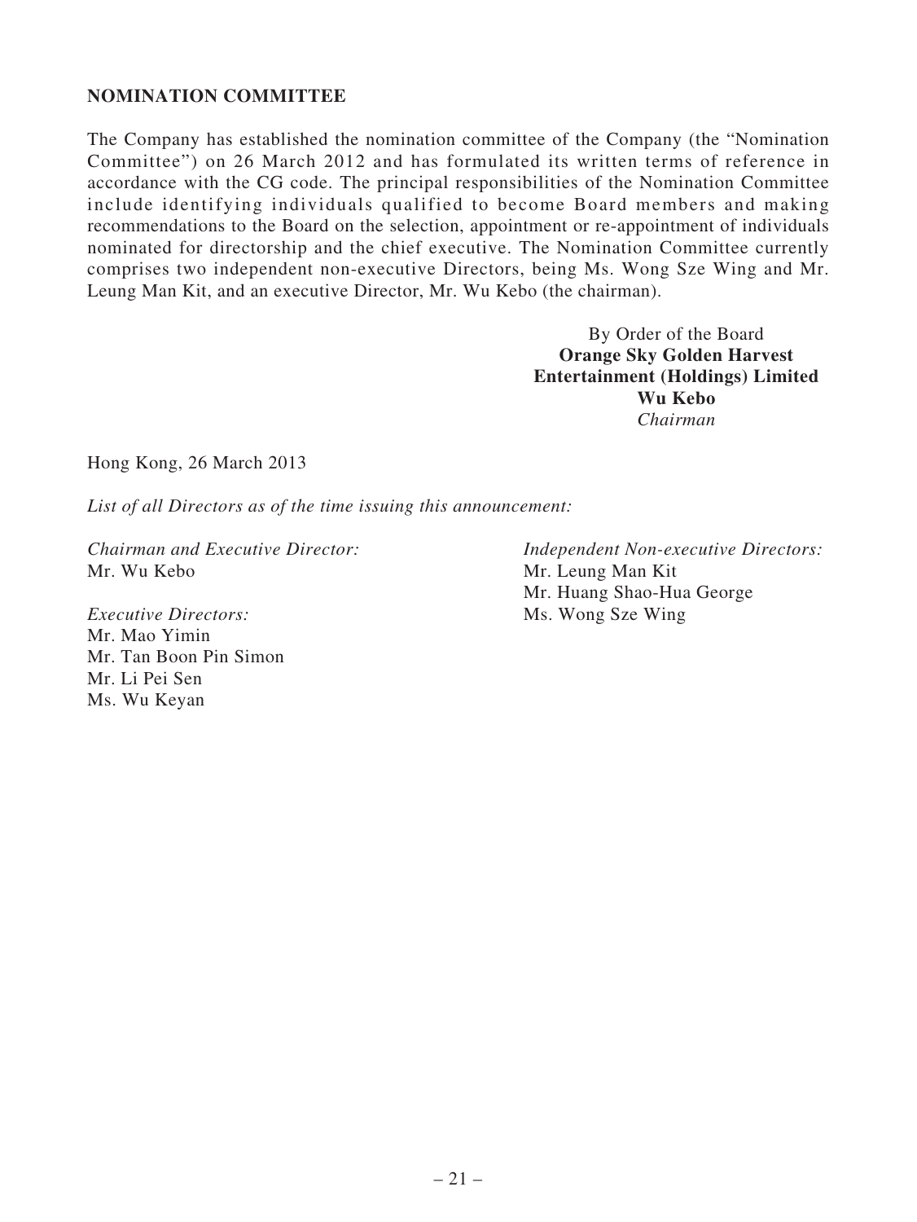## NOMINATION COMMITTEE

The Company has established the nomination committee of the Company (the "Nomination Committee") on 26 March 2012 and has formulated its written terms of reference in accordance with the CG code. The principal responsibilities of the Nomination Committee include identifying individuals qualified to become Board members and making recommendations to the Board on the selection, appointment or re-appointment of individuals nominated for directorship and the chief executive. The Nomination Committee currently comprises two independent non-executive Directors, being Ms. Wong Sze Wing and Mr. Leung Man Kit, and an executive Director, Mr. Wu Kebo (the chairman).

By Order of the Board
**Orange Sky Golden Harvest Entertainment (Holdings) Limited**
**Wu Kebo**
*Chairman*

Hong Kong, 26 March 2013

*List of all Directors as of the time issuing this announcement:*

*Chairman and Executive Director:*
Mr. Wu Kebo

*Executive Directors:*
Mr. Mao Yimin
Mr. Tan Boon Pin Simon
Mr. Li Pei Sen
Ms. Wu Keyan

*Independent Non-executive Directors:*
Mr. Leung Man Kit
Mr. Huang Shao-Hua George
Ms. Wong Sze Wing